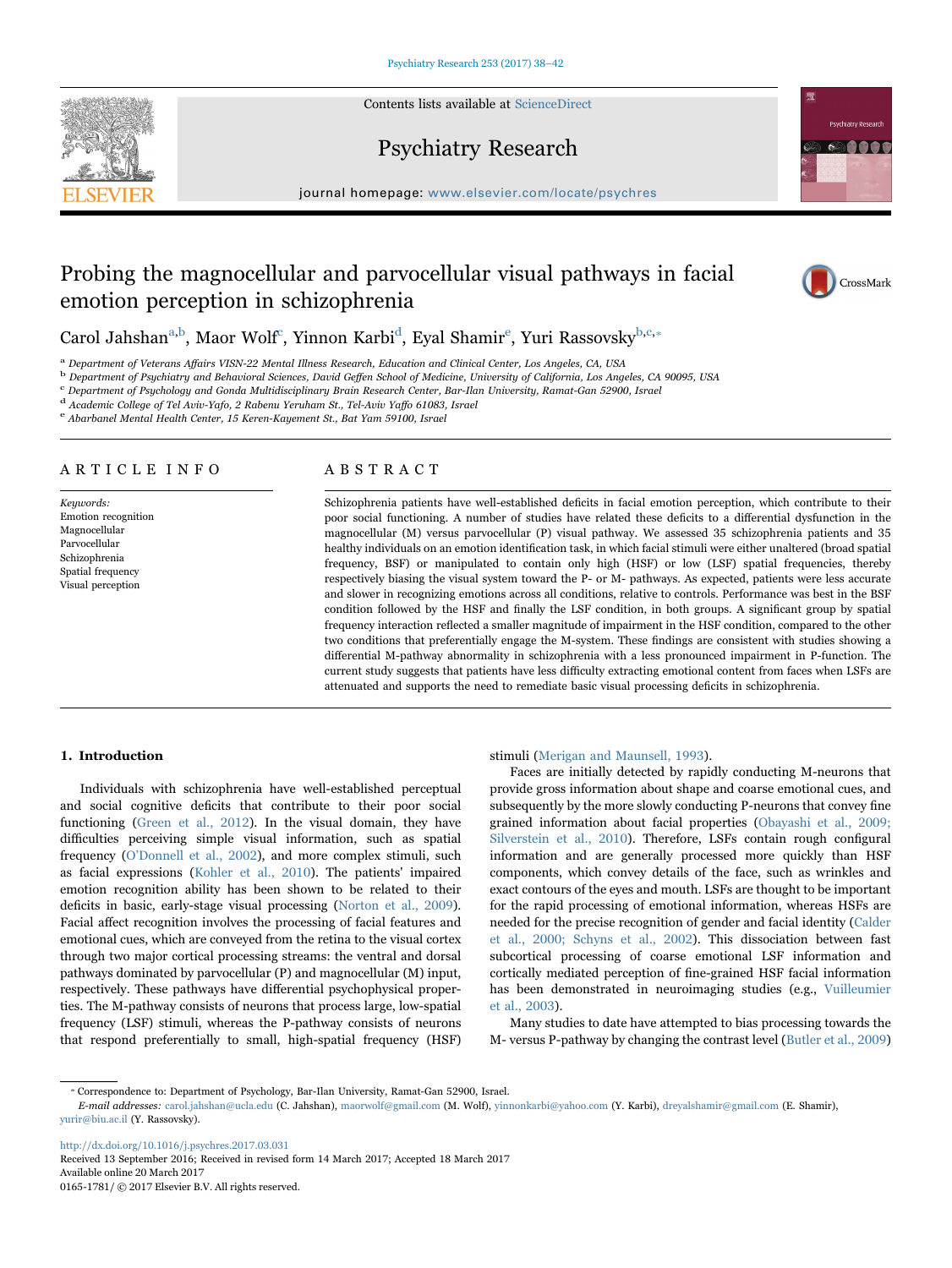# Probing the magnocellular and parvocellular visual pathways in facial emotion perception in schizophrenia

Carol Jahshan[a,b], Maor Wolf[c], Yinnon Karbi[d], Eyal Shamir[e], Yuri Rassovsky[b,c,*]

[a] Department of Veterans Affairs VISN-22 Mental Illness Research, Education and Clinical Center, Los Angeles, CA, USA
[b] Department of Psychiatry and Behavioral Sciences, David Geffen School of Medicine, University of California, Los Angeles, CA 90095, USA
[c] Department of Psychology and Gonda Multidisciplinary Brain Research Center, Bar-Ilan University, Ramat-Gan 52900, Israel
[d] Academic College of Tel Aviv-Yafo, 2 Rabenu Yeruham St., Tel-Aviv Yaffo 61083, Israel
[e] Abarbanel Mental Health Center, 15 Keren-Kayement St., Bat Yam 59100, Israel

## ARTICLE INFO

*Keywords:*
Emotion recognition
Magnocellular
Parvocellular
Schizophrenia
Spatial frequency
Visual perception

## ABSTRACT

Schizophrenia patients have well-established deficits in facial emotion perception, which contribute to their poor social functioning. A number of studies have related these deficits to a differential dysfunction in the magnocellular (M) versus parvocellular (P) visual pathway. We assessed 35 schizophrenia patients and 35 healthy individuals on an emotion identification task, in which facial stimuli were either unaltered (broad spatial frequency, BSF) or manipulated to contain only high (HSF) or low (LSF) spatial frequencies, thereby respectively biasing the visual system toward the P- or M- pathways. As expected, patients were less accurate and slower in recognizing emotions across all conditions, relative to controls. Performance was best in the BSF condition followed by the HSF and finally the LSF condition, in both groups. A significant group by spatial frequency interaction reflected a smaller magnitude of impairment in the HSF condition, compared to the other two conditions that preferentially engage the M-system. These findings are consistent with studies showing a differential M-pathway abnormality in schizophrenia with a less pronounced impairment in P-function. The current study suggests that patients have less difficulty extracting emotional content from faces when LSFs are attenuated and supports the need to remediate basic visual processing deficits in schizophrenia.

## 1. Introduction

Individuals with schizophrenia have well-established perceptual and social cognitive deficits that contribute to their poor social functioning (Green et al., 2012). In the visual domain, they have difficulties perceiving simple visual information, such as spatial frequency (O'Donnell et al., 2002), and more complex stimuli, such as facial expressions (Kohler et al., 2010). The patients' impaired emotion recognition ability has been shown to be related to their deficits in basic, early-stage visual processing (Norton et al., 2009). Facial affect recognition involves the processing of facial features and emotional cues, which are conveyed from the retina to the visual cortex through two major cortical processing streams: the ventral and dorsal pathways dominated by parvocellular (P) and magnocellular (M) input, respectively. These pathways have differential psychophysical properties. The M-pathway consists of neurons that process large, low-spatial frequency (LSF) stimuli, whereas the P-pathway consists of neurons that respond preferentially to small, high-spatial frequency (HSF) stimuli (Merigan and Maunsell, 1993).

Faces are initially detected by rapidly conducting M-neurons that provide gross information about shape and coarse emotional cues, and subsequently by the more slowly conducting P-neurons that convey fine grained information about facial properties (Obayashi et al., 2009; Silverstein et al., 2010). Therefore, LSFs contain rough configural information and are generally processed more quickly than HSF components, which convey details of the face, such as wrinkles and exact contours of the eyes and mouth. LSFs are thought to be important for the rapid processing of emotional information, whereas HSFs are needed for the precise recognition of gender and facial identity (Calder et al., 2000; Schyns et al., 2002). This dissociation between fast subcortical processing of coarse emotional LSF information and cortically mediated perception of fine-grained HSF facial information has been demonstrated in neuroimaging studies (e.g., Vuilleumier et al., 2003).

Many studies to date have attempted to bias processing towards the M- versus P-pathway by changing the contrast level (Butler et al., 2009)

* Correspondence to: Department of Psychology, Bar-Ilan University, Ramat-Gan 52900, Israel.
*E-mail addresses:* carol.jahshan@ucla.edu (C. Jahshan), maorwolf@gmail.com (M. Wolf), yinnonkarbi@yahoo.com (Y. Karbi), dreyalshamir@gmail.com (E. Shamir), yurir@biu.ac.il (Y. Rassovsky).

http://dx.doi.org/10.1016/j.psychres.2017.03.031
Received 13 September 2016; Received in revised form 14 March 2017; Accepted 18 March 2017
Available online 20 March 2017
0165-1781/ © 2017 Elsevier B.V. All rights reserved.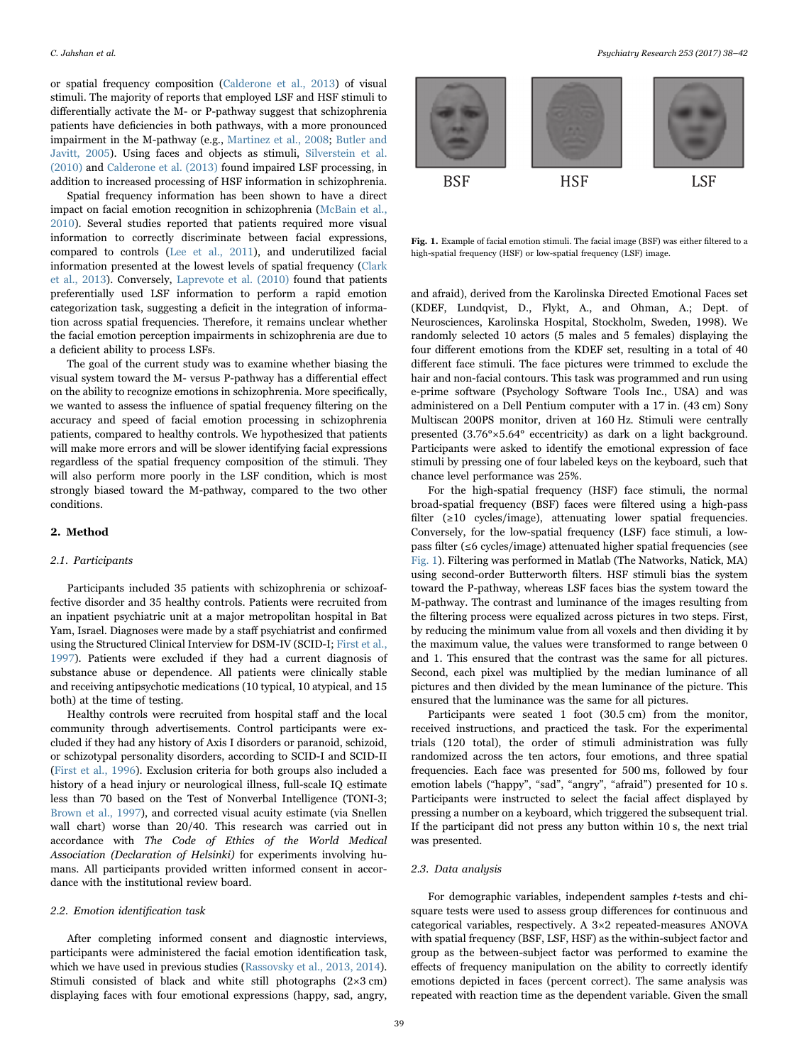or spatial frequency composition (Calderone et al., 2013) of visual stimuli. The majority of reports that employed LSF and HSF stimuli to differentially activate the M- or P-pathway suggest that schizophrenia patients have deficiencies in both pathways, with a more pronounced impairment in the M-pathway (e.g., Martinez et al., 2008; Butler and Javitt, 2005). Using faces and objects as stimuli, Silverstein et al. (2010) and Calderone et al. (2013) found impaired LSF processing, in addition to increased processing of HSF information in schizophrenia.

Spatial frequency information has been shown to have a direct impact on facial emotion recognition in schizophrenia (McBain et al., 2010). Several studies reported that patients required more visual information to correctly discriminate between facial expressions, compared to controls (Lee et al., 2011), and underutilized facial information presented at the lowest levels of spatial frequency (Clark et al., 2013). Conversely, Laprevote et al. (2010) found that patients preferentially used LSF information to perform a rapid emotion categorization task, suggesting a deficit in the integration of information across spatial frequencies. Therefore, it remains unclear whether the facial emotion perception impairments in schizophrenia are due to a deficient ability to process LSFs.

The goal of the current study was to examine whether biasing the visual system toward the M- versus P-pathway has a differential effect on the ability to recognize emotions in schizophrenia. More specifically, we wanted to assess the influence of spatial frequency filtering on the accuracy and speed of facial emotion processing in schizophrenia patients, compared to healthy controls. We hypothesized that patients will make more errors and will be slower identifying facial expressions regardless of the spatial frequency composition of the stimuli. They will also perform more poorly in the LSF condition, which is most strongly biased toward the M-pathway, compared to the two other conditions.

## 2. Method

### 2.1. Participants

Participants included 35 patients with schizophrenia or schizoaffective disorder and 35 healthy controls. Patients were recruited from an inpatient psychiatric unit at a major metropolitan hospital in Bat Yam, Israel. Diagnoses were made by a staff psychiatrist and confirmed using the Structured Clinical Interview for DSM-IV (SCID-I; First et al., 1997). Patients were excluded if they had a current diagnosis of substance abuse or dependence. All patients were clinically stable and receiving antipsychotic medications (10 typical, 10 atypical, and 15 both) at the time of testing.

Healthy controls were recruited from hospital staff and the local community through advertisements. Control participants were excluded if they had any history of Axis I disorders or paranoid, schizoid, or schizotypal personality disorders, according to SCID-I and SCID-II (First et al., 1996). Exclusion criteria for both groups also included a history of a head injury or neurological illness, full-scale IQ estimate less than 70 based on the Test of Nonverbal Intelligence (TONI-3; Brown et al., 1997), and corrected visual acuity estimate (via Snellen wall chart) worse than 20/40. This research was carried out in accordance with *The Code of Ethics of the World Medical Association (Declaration of Helsinki)* for experiments involving humans. All participants provided written informed consent in accordance with the institutional review board.

### 2.2. Emotion identification task

After completing informed consent and diagnostic interviews, participants were administered the facial emotion identification task, which we have used in previous studies (Rassovsky et al., 2013, 2014). Stimuli consisted of black and white still photographs (2×3 cm) displaying faces with four emotional expressions (happy, sad, angry, and afraid), derived from the Karolinska Directed Emotional Faces set (KDEF, Lundqvist, D., Flykt, A., and Ohman, A.; Dept. of Neurosciences, Karolinska Hospital, Stockholm, Sweden, 1998). We randomly selected 10 actors (5 males and 5 females) displaying the four different emotions from the KDEF set, resulting in a total of 40 different face stimuli. The face pictures were trimmed to exclude the hair and non-facial contours. This task was programmed and run using e-prime software (Psychology Software Tools Inc., USA) and was administered on a Dell Pentium computer with a 17 in. (43 cm) Sony Multiscan 200PS monitor, driven at 160 Hz. Stimuli were centrally presented (3.76°×5.64° eccentricity) as dark on a light background. Participants were asked to identify the emotional expression of face stimuli by pressing one of four labeled keys on the keyboard, such that chance level performance was 25%.

BSF HSF LSF

**Fig. 1.** Example of facial emotion stimuli. The facial image (BSF) was either filtered to a high-spatial frequency (HSF) or low-spatial frequency (LSF) image.

For the high-spatial frequency (HSF) face stimuli, the normal broad-spatial frequency (BSF) faces were filtered using a high-pass filter (≥10 cycles/image), attenuating lower spatial frequencies. Conversely, for the low-spatial frequency (LSF) face stimuli, a low-pass filter (≤6 cycles/image) attenuated higher spatial frequencies (see Fig. 1). Filtering was performed in Matlab (The Natworks, Natick, MA) using second-order Butterworth filters. HSF stimuli bias the system toward the P-pathway, whereas LSF faces bias the system toward the M-pathway. The contrast and luminance of the images resulting from the filtering process were equalized across pictures in two steps. First, by reducing the minimum value from all voxels and then dividing it by the maximum value, the values were transformed to range between 0 and 1. This ensured that the contrast was the same for all pictures. Second, each pixel was multiplied by the median luminance of all pictures and then divided by the mean luminance of the picture. This ensured that the luminance was the same for all pictures.

Participants were seated 1 foot (30.5 cm) from the monitor, received instructions, and practiced the task. For the experimental trials (120 total), the order of stimuli administration was fully randomized across the ten actors, four emotions, and three spatial frequencies. Each face was presented for 500 ms, followed by four emotion labels ("happy", "sad", "angry", "afraid") presented for 10 s. Participants were instructed to select the facial affect displayed by pressing a number on a keyboard, which triggered the subsequent trial. If the participant did not press any button within 10 s, the next trial was presented.

### 2.3. Data analysis

For demographic variables, independent samples *t*-tests and chi-square tests were used to assess group differences for continuous and categorical variables, respectively. A 3×2 repeated-measures ANOVA with spatial frequency (BSF, LSF, HSF) as the within-subject factor and group as the between-subject factor was performed to examine the effects of frequency manipulation on the ability to correctly identify emotions depicted in faces (percent correct). The same analysis was repeated with reaction time as the dependent variable. Given the small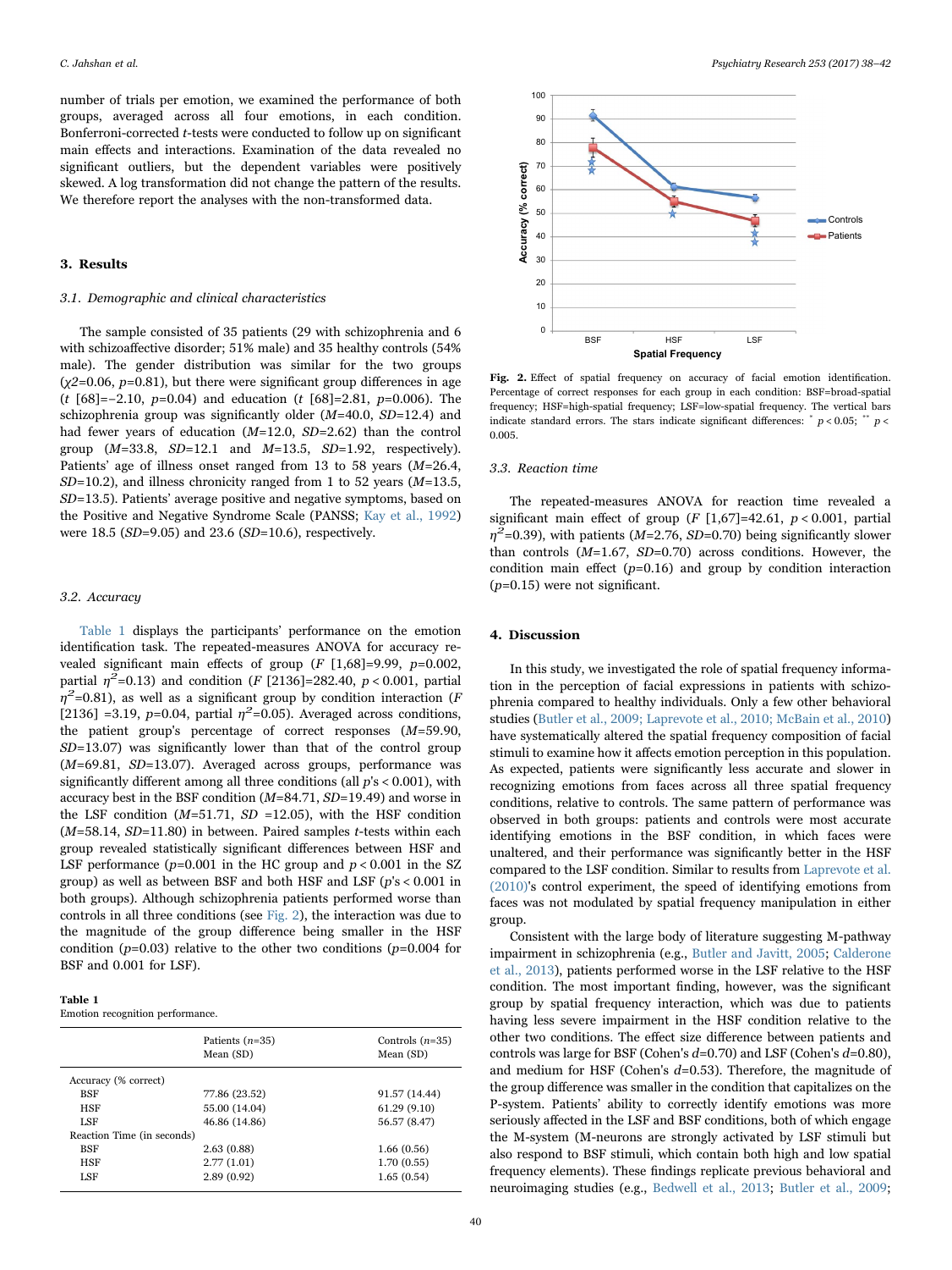number of trials per emotion, we examined the performance of both groups, averaged across all four emotions, in each condition. Bonferroni-corrected *t*-tests were conducted to follow up on significant main effects and interactions. Examination of the data revealed no significant outliers, but the dependent variables were positively skewed. A log transformation did not change the pattern of the results. We therefore report the analyses with the non-transformed data.

## 3. Results

### 3.1. Demographic and clinical characteristics

The sample consisted of 35 patients (29 with schizophrenia and 6 with schizoaffective disorder; 51% male) and 35 healthy controls (54% male). The gender distribution was similar for the two groups ($\chi2$=0.06, *p*=0.81), but there were significant group differences in age (*t* [68]=−2.10, *p*=0.04) and education (*t* [68]=2.81, *p*=0.006). The schizophrenia group was significantly older (*M*=40.0, *SD*=12.4) and had fewer years of education (*M*=12.0, *SD*=2.62) than the control group (*M*=33.8, *SD*=12.1 and *M*=13.5, *SD*=1.92, respectively). Patients' age of illness onset ranged from 13 to 58 years (*M*=26.4, *SD*=10.2), and illness chronicity ranged from 1 to 52 years (*M*=13.5, *SD*=13.5). Patients' average positive and negative symptoms, based on the Positive and Negative Syndrome Scale (PANSS; Kay et al., 1992) were 18.5 (*SD*=9.05) and 23.6 (*SD*=10.6), respectively.

### 3.2. Accuracy

Table 1 displays the participants' performance on the emotion identification task. The repeated-measures ANOVA for accuracy revealed significant main effects of group (*F* [1,68]=9.99, *p*=0.002, partial $\eta^2$=0.13) and condition (*F* [2136]=282.40, *p* < 0.001, partial $\eta^2$=0.81), as well as a significant group by condition interaction (*F* [2136] =3.19, *p*=0.04, partial $\eta^2$=0.05). Averaged across conditions, the patient group's percentage of correct responses (*M*=59.90, *SD*=13.07) was significantly lower than that of the control group (*M*=69.81, *SD*=13.07). Averaged across groups, performance was significantly different among all three conditions (all *p*'s < 0.001), with accuracy best in the BSF condition (*M*=84.71, *SD*=19.49) and worse in the LSF condition (*M*=51.71, *SD* =12.05), with the HSF condition (*M*=58.14, *SD*=11.80) in between. Paired samples *t*-tests within each group revealed statistically significant differences between HSF and LSF performance (*p*=0.001 in the HC group and *p* < 0.001 in the SZ group) as well as between BSF and both HSF and LSF (*p*'s < 0.001 in both groups). Although schizophrenia patients performed worse than controls in all three conditions (see Fig. 2), the interaction was due to the magnitude of the group difference being smaller in the HSF condition (*p*=0.03) relative to the other two conditions (*p*=0.004 for BSF and 0.001 for LSF).

**Table 1**
Emotion recognition performance.

| | Patients (*n*=35) Mean (SD) | Controls (*n*=35) Mean (SD) |
|---|---|---|
| Accuracy (% correct) | | |
| BSF | 77.86 (23.52) | 91.57 (14.44) |
| HSF | 55.00 (14.04) | 61.29 (9.10) |
| LSF | 46.86 (14.86) | 56.57 (8.47) |
| Reaction Time (in seconds) | | |
| BSF | 2.63 (0.88) | 1.66 (0.56) |
| HSF | 2.77 (1.01) | 1.70 (0.55) |
| LSF | 2.89 (0.92) | 1.65 (0.54) |

**Fig. 2.** Effect of spatial frequency on accuracy of facial emotion identification. Percentage of correct responses for each group in each condition: BSF=broad-spatial frequency; HSF=high-spatial frequency; LSF=low-spatial frequency. The vertical bars indicate standard errors. The stars indicate significant differences: * *p* < 0.05; ** *p* < 0.005.

### 3.3. Reaction time

The repeated-measures ANOVA for reaction time revealed a significant main effect of group (*F* [1,67]=42.61, *p* < 0.001, partial $\eta^2$=0.39), with patients (*M*=2.76, *SD*=0.70) being significantly slower than controls (*M*=1.67, *SD*=0.70) across conditions. However, the condition main effect (*p*=0.16) and group by condition interaction (*p*=0.15) were not significant.

## 4. Discussion

In this study, we investigated the role of spatial frequency information in the perception of facial expressions in patients with schizophrenia compared to healthy individuals. Only a few other behavioral studies (Butler et al., 2009; Laprevote et al., 2010; McBain et al., 2010) have systematically altered the spatial frequency composition of facial stimuli to examine how it affects emotion perception in this population. As expected, patients were significantly less accurate and slower in recognizing emotions from faces across all three spatial frequency conditions, relative to controls. The same pattern of performance was observed in both groups: patients and controls were most accurate identifying emotions in the BSF condition, in which faces were unaltered, and their performance was significantly better in the HSF compared to the LSF condition. Similar to results from Laprevote et al. (2010)'s control experiment, the speed of identifying emotions from faces was not modulated by spatial frequency manipulation in either group.

Consistent with the large body of literature suggesting M-pathway impairment in schizophrenia (e.g., Butler and Javitt, 2005; Calderone et al., 2013), patients performed worse in the LSF relative to the HSF condition. The most important finding, however, was the significant group by spatial frequency interaction, which was due to patients having less severe impairment in the HSF condition relative to the other two conditions. The effect size difference between patients and controls was large for BSF (Cohen's *d*=0.70) and LSF (Cohen's *d*=0.80), and medium for HSF (Cohen's *d*=0.53). Therefore, the magnitude of the group difference was smaller in the condition that capitalizes on the P-system. Patients' ability to correctly identify emotions was more seriously affected in the LSF and BSF conditions, both of which engage the M-system (M-neurons are strongly activated by LSF stimuli but also respond to BSF stimuli, which contain both high and low spatial frequency elements). These findings replicate previous behavioral and neuroimaging studies (e.g., Bedwell et al., 2013; Butler et al., 2009;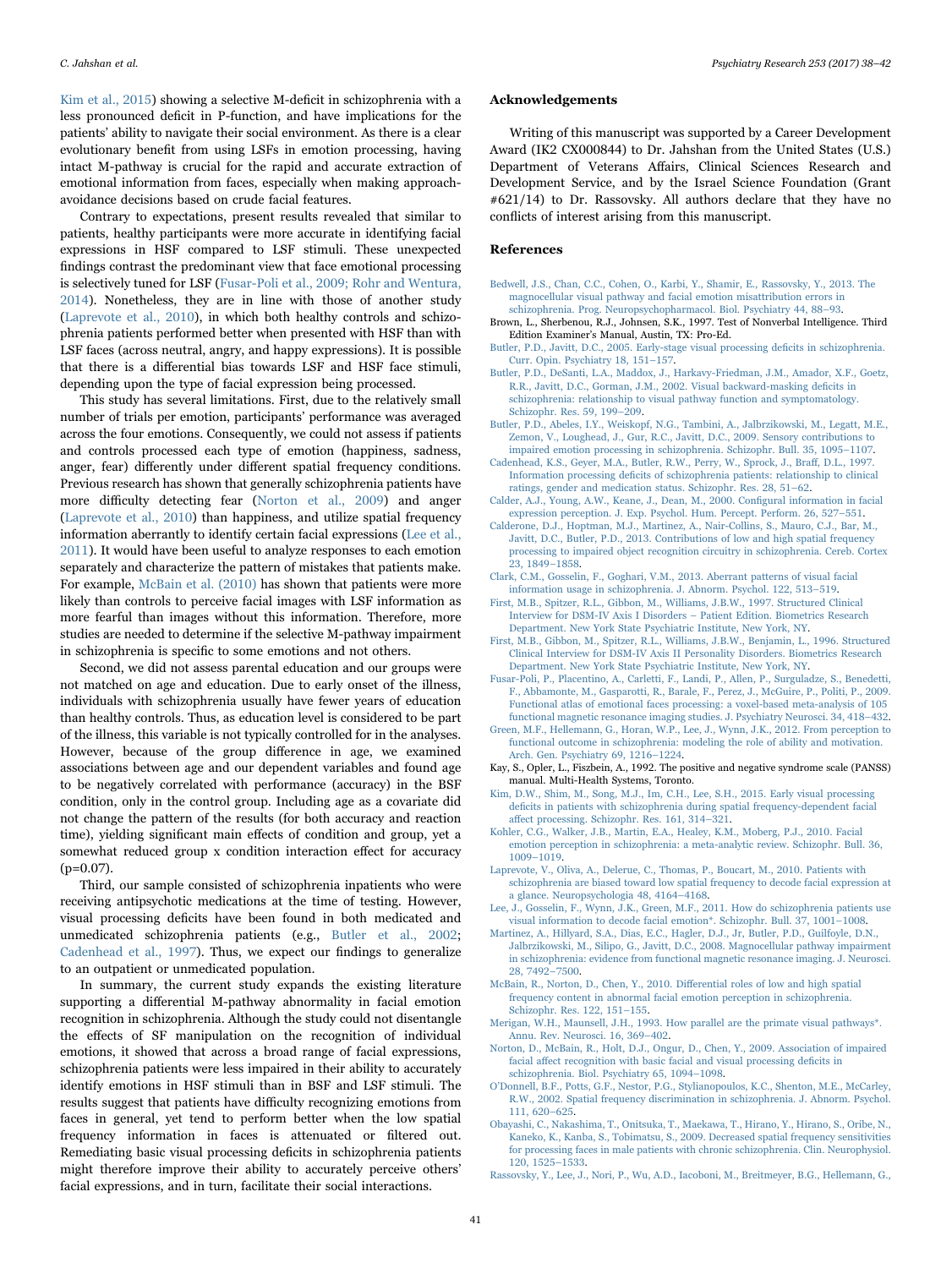Kim et al., 2015) showing a selective M-deficit in schizophrenia with a less pronounced deficit in P-function, and have implications for the patients' ability to navigate their social environment. As there is a clear evolutionary benefit from using LSFs in emotion processing, having intact M-pathway is crucial for the rapid and accurate extraction of emotional information from faces, especially when making approach-avoidance decisions based on crude facial features.

Contrary to expectations, present results revealed that similar to patients, healthy participants were more accurate in identifying facial expressions in HSF compared to LSF stimuli. These unexpected findings contrast the predominant view that face emotional processing is selectively tuned for LSF (Fusar-Poli et al., 2009; Rohr and Wentura, 2014). Nonetheless, they are in line with those of another study (Laprevote et al., 2010), in which both healthy controls and schizophrenia patients performed better when presented with HSF than with LSF faces (across neutral, angry, and happy expressions). It is possible that there is a differential bias towards LSF and HSF face stimuli, depending upon the type of facial expression being processed.

This study has several limitations. First, due to the relatively small number of trials per emotion, participants' performance was averaged across the four emotions. Consequently, we could not assess if patients and controls processed each type of emotion (happiness, sadness, anger, fear) differently under different spatial frequency conditions. Previous research has shown that generally schizophrenia patients have more difficulty detecting fear (Norton et al., 2009) and anger (Laprevote et al., 2010) than happiness, and utilize spatial frequency information aberrantly to identify certain facial expressions (Lee et al., 2011). It would have been useful to analyze responses to each emotion separately and characterize the pattern of mistakes that patients make. For example, McBain et al. (2010) has shown that patients were more likely than controls to perceive facial images with LSF information as more fearful than images without this information. Therefore, more studies are needed to determine if the selective M-pathway impairment in schizophrenia is specific to some emotions and not others.

Second, we did not assess parental education and our groups were not matched on age and education. Due to early onset of the illness, individuals with schizophrenia usually have fewer years of education than healthy controls. Thus, as education level is considered to be part of the illness, this variable is not typically controlled for in the analyses. However, because of the group difference in age, we examined associations between age and our dependent variables and found age to be negatively correlated with performance (accuracy) in the BSF condition, only in the control group. Including age as a covariate did not change the pattern of the results (for both accuracy and reaction time), yielding significant main effects of condition and group, yet a somewhat reduced group x condition interaction effect for accuracy ($p=0.07$).

Third, our sample consisted of schizophrenia inpatients who were receiving antipsychotic medications at the time of testing. However, visual processing deficits have been found in both medicated and unmedicated schizophrenia patients (e.g., Butler et al., 2002; Cadenhead et al., 1997). Thus, we expect our findings to generalize to an outpatient or unmedicated population.

In summary, the current study expands the existing literature supporting a differential M-pathway abnormality in facial emotion recognition in schizophrenia. Although the study could not disentangle the effects of SF manipulation on the recognition of individual emotions, it showed that across a broad range of facial expressions, schizophrenia patients were less impaired in their ability to accurately identify emotions in HSF stimuli than in BSF and LSF stimuli. The results suggest that patients have difficulty recognizing emotions from faces in general, yet tend to perform better when the low spatial frequency information in faces is attenuated or filtered out. Remediating basic visual processing deficits in schizophrenia patients might therefore improve their ability to accurately perceive others' facial expressions, and in turn, facilitate their social interactions.

## Acknowledgements

Writing of this manuscript was supported by a Career Development Award (IK2 CX000844) to Dr. Jahshan from the United States (U.S.) Department of Veterans Affairs, Clinical Sciences Research and Development Service, and by the Israel Science Foundation (Grant #621/14) to Dr. Rassovsky. All authors declare that they have no conflicts of interest arising from this manuscript.

## References

Bedwell, J.S., Chan, C.C., Cohen, O., Karbi, Y., Shamir, E., Rassovsky, Y., 2013. The magnocellular visual pathway and facial emotion misattribution errors in schizophrenia. Prog. Neuropsychopharmacol. Biol. Psychiatry 44, 88–93.

Brown, L., Sherbenou, R.J., Johnsen, S.K., 1997. Test of Nonverbal Intelligence. Third Edition Examiner's Manual, Austin, TX: Pro-Ed.

Butler, P.D., Javitt, D.C., 2005. Early-stage visual processing deficits in schizophrenia. Curr. Opin. Psychiatry 18, 151–157.

Butler, P.D., DeSanti, L.A., Maddox, J., Harkavy-Friedman, J.M., Amador, X.F., Goetz, R.R., Javitt, D.C., Gorman, J.M., 2002. Visual backward-masking deficits in schizophrenia: relationship to visual pathway function and symptomatology. Schizophr. Res. 59, 199–209.

Butler, P.D., Abeles, I.Y., Weiskopf, N.G., Tambini, A., Jalbrzikowski, M., Legatt, M.E., Zemon, V., Loughead, J., Gur, R.C., Javitt, D.C., 2009. Sensory contributions to impaired emotion processing in schizophrenia. Schizophr. Bull. 35, 1095–1107.

Cadenhead, K.S., Geyer, M.A., Butler, R.W., Perry, W., Sprock, J., Braff, D.L., 1997. Information processing deficits of schizophrenia patients: relationship to clinical ratings, gender and medication status. Schizophr. Res. 28, 51–62.

Calder, A.J., Young, A.W., Keane, J., Dean, M., 2000. Configural information in facial expression perception. J. Exp. Psychol. Hum. Percept. Perform. 26, 527–551.

Calderone, D.J., Hoptman, M.J., Martinez, A., Nair-Collins, S., Mauro, C.J., Bar, M., Javitt, D.C., Butler, P.D., 2013. Contributions of low and high spatial frequency processing to impaired object recognition circuitry in schizophrenia. Cereb. Cortex 23, 1849–1858.

Clark, C.M., Gosselin, F., Goghari, V.M., 2013. Aberrant patterns of visual facial information usage in schizophrenia. J. Abnorm. Psychol. 122, 513–519.

First, M.B., Spitzer, R.L., Gibbon, M., Williams, J.B.W., 1997. Structured Clinical Interview for DSM-IV Axis I Disorders – Patient Edition. Biometrics Research Department. New York State Psychiatric Institute, New York, NY.

First, M.B., Gibbon, M., Spitzer, R.L., Williams, J.B.W., Benjamin, L., 1996. Structured Clinical Interview for DSM-IV Axis II Personality Disorders. Biometrics Research Department. New York State Psychiatric Institute, New York, NY.

Fusar-Poli, P., Placentino, A., Carletti, F., Landi, P., Allen, P., Surguladze, S., Benedetti, F., Abbamonte, M., Gasparotti, R., Barale, F., Perez, J., McGuire, P., Politi, P., 2009. Functional atlas of emotional faces processing: a voxel-based meta-analysis of 105 functional magnetic resonance imaging studies. J. Psychiatry Neurosci. 34, 418–432.

Green, M.F., Hellemann, G., Horan, W.P., Lee, J., Wynn, J.K., 2012. From perception to functional outcome in schizophrenia: modeling the role of ability and motivation. Arch. Gen. Psychiatry 69, 1216–1224.

Kay, S., Opler, L., Fiszbein, A., 1992. The positive and negative syndrome scale (PANSS) manual. Multi-Health Systems, Toronto.

Kim, D.W., Shim, M., Song, M.J., Im, C.H., Lee, S.H., 2015. Early visual processing deficits in patients with schizophrenia during spatial frequency-dependent facial affect processing. Schizophr. Res. 161, 314–321.

Kohler, C.G., Walker, J.B., Martin, E.A., Healey, K.M., Moberg, P.J., 2010. Facial emotion perception in schizophrenia: a meta-analytic review. Schizophr. Bull. 36, 1009–1019.

Laprevote, V., Oliva, A., Delerue, C., Thomas, P., Boucart, M., 2010. Patients with schizophrenia are biased toward low spatial frequency to decode facial expression at a glance. Neuropsychologia 48, 4164–4168.

Lee, J., Gosselin, F., Wynn, J.K., Green, M.F., 2011. How do schizophrenia patients use visual information to decode facial emotion*. Schizophr. Bull. 37, 1001–1008.

Martinez, A., Hillyard, S.A., Dias, E.C., Hagler, D.J., Jr, Butler, P.D., Guilfoyle, D.N., Jalbrzikowski, M., Silipo, G., Javitt, D.C., 2008. Magnocellular pathway impairment in schizophrenia: evidence from functional magnetic resonance imaging. J. Neurosci. 28, 7492–7500.

McBain, R., Norton, D., Chen, Y., 2010. Differential roles of low and high spatial frequency content in abnormal facial emotion perception in schizophrenia. Schizophr. Res. 122, 151–155.

Merigan, W.H., Maunsell, J.H., 1993. How parallel are the primate visual pathways*. Annu. Rev. Neurosci. 16, 369–402.

Norton, D., McBain, R., Holt, D.J., Ongur, D., Chen, Y., 2009. Association of impaired facial affect recognition with basic facial and visual processing deficits in schizophrenia. Biol. Psychiatry 65, 1094–1098.

O'Donnell, B.F., Potts, G.F., Nestor, P.G., Stylianopoulos, K.C., Shenton, M.E., McCarley, R.W., 2002. Spatial frequency discrimination in schizophrenia. J. Abnorm. Psychol. 111, 620–625.

Obayashi, C., Nakashima, T., Onitsuka, T., Maekawa, T., Hirano, Y., Hirano, S., Oribe, N., Kaneko, K., Kanba, S., Tobimatsu, S., 2009. Decreased spatial frequency sensitivities for processing faces in male patients with chronic schizophrenia. Clin. Neurophysiol. 120, 1525–1533.

Rassovsky, Y., Lee, J., Nori, P., Wu, A.D., Iacoboni, M., Breitmeyer, B.G., Hellemann, G.,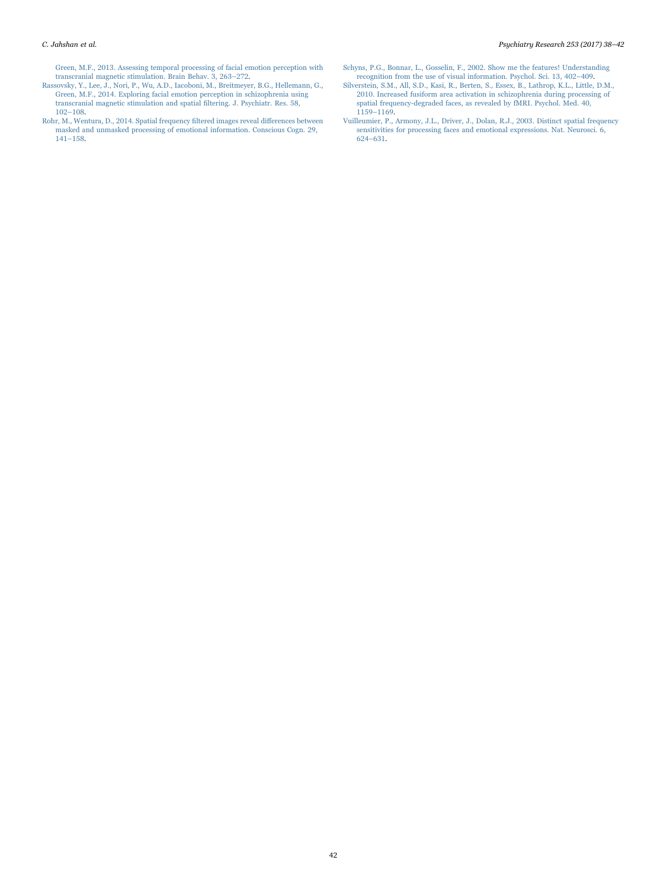Green, M.F., 2013. Assessing temporal processing of facial emotion perception with transcranial magnetic stimulation. Brain Behav. 3, 263–272.

Rassovsky, Y., Lee, J., Nori, P., Wu, A.D., Iacoboni, M., Breitmeyer, B.G., Hellemann, G., Green, M.F., 2014. Exploring facial emotion perception in schizophrenia using transcranial magnetic stimulation and spatial filtering. J. Psychiatr. Res. 58, 102–108.

Rohr, M., Wentura, D., 2014. Spatial frequency filtered images reveal differences between masked and unmasked processing of emotional information. Conscious Cogn. 29, 141–158.

Schyns, P.G., Bonnar, L., Gosselin, F., 2002. Show me the features! Understanding recognition from the use of visual information. Psychol. Sci. 13, 402–409.

Silverstein, S.M., All, S.D., Kasi, R., Berten, S., Essex, B., Lathrop, K.L., Little, D.M., 2010. Increased fusiform area activation in schizophrenia during processing of spatial frequency-degraded faces, as revealed by fMRI. Psychol. Med. 40, 1159–1169.

Vuilleumier, P., Armony, J.L., Driver, J., Dolan, R.J., 2003. Distinct spatial frequency sensitivities for processing faces and emotional expressions. Nat. Neurosci. 6, 624–631.